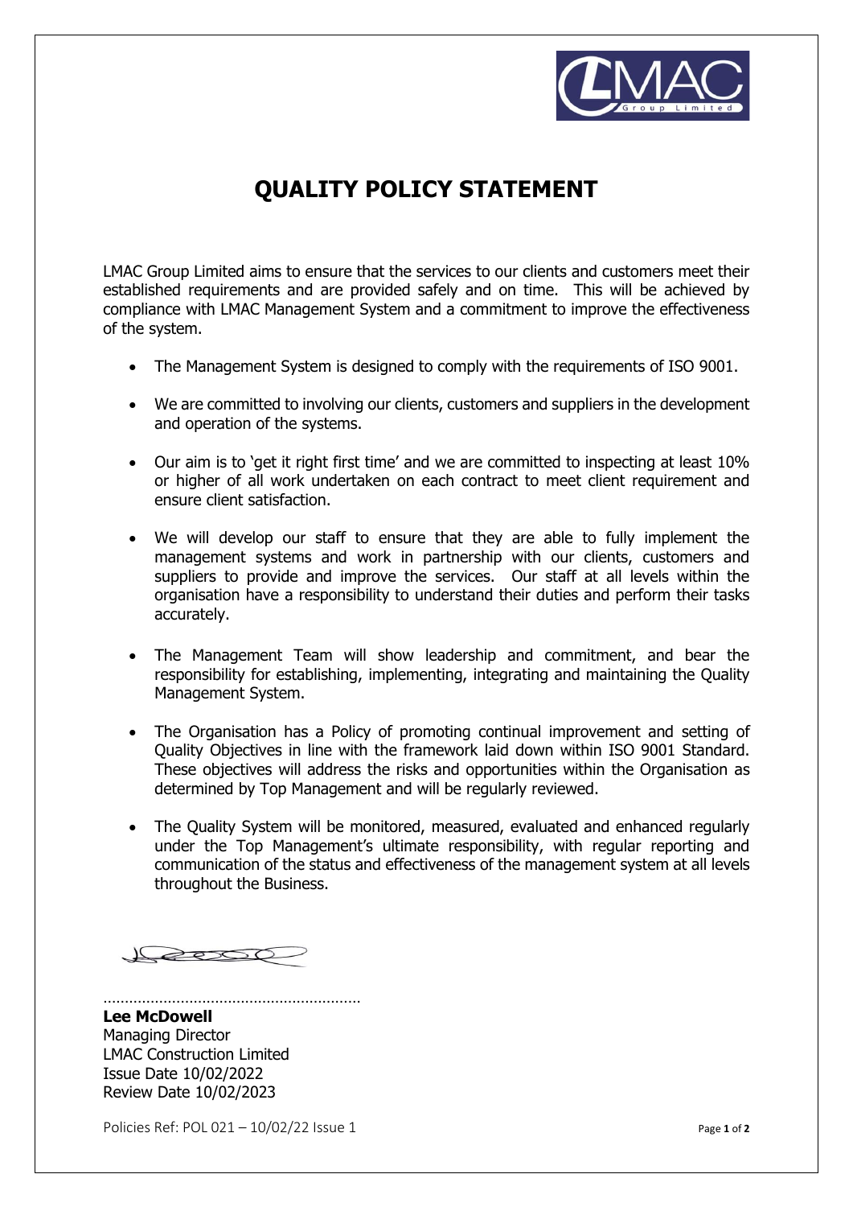# QUALITY POLICY STATEMENT

LMAC Group Limited aims to ensure that the services to our clients and customers meet their established requirements and are provided safely and on time. This will be achieved by compliance with LMAC Management System and a commitment to improve the effectiveness of the system.

- The Management System is designed to comply with the requirements of ISO 9001.
- We are committed to involving our clients, customers and suppliers in the development and operation of the systems.
- Our aim is to 'get it right first time' and we are committed to inspecting at least 10% or higher of all work undertaken on each contract to meet client requirement and ensure client satisfaction.
- We will develop our staff to ensure that they are able to fully implement the management systems and work in partnership with our clients, customers and suppliers to provide and improve the services. Our staff at all levels within the organisation have a responsibility to understand their duties and perform their tasks accurately.
- The Management Team will show leadership and commitment, and bear the responsibility for establishing, implementing, integrating and maintaining the Quality Management System.
- The Organisation has a Policy of promoting continual improvement and setting of Quality Objectives in line with the framework laid down within ISO 9001 Standard. These objectives will address the risks and opportunities within the Organisation as determined by Top Management and will be regularly reviewed.
- The Quality System will be monitored, measured, evaluated and enhanced regularly under the Top Management's ultimate responsibility, with regular reporting and communication of the status and effectiveness of the management system at all levels throughout the Business.

…………………………………………………

**Lee McDowell**
Managing Director
LMAC Construction Limited
Issue Date 10/02/2022
Review Date 10/02/2023

Policies Ref: POL 021 – 10/02/22 Issue 1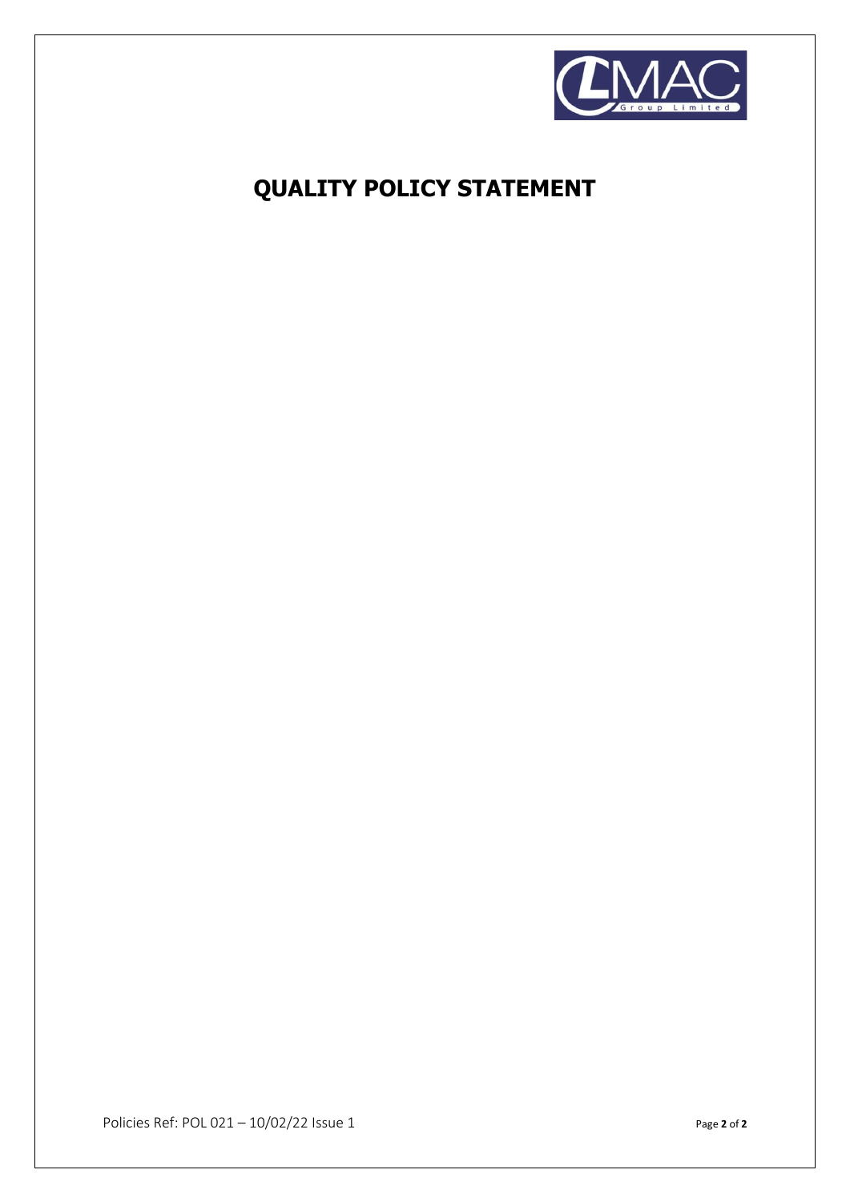# QUALITY POLICY STATEMENT